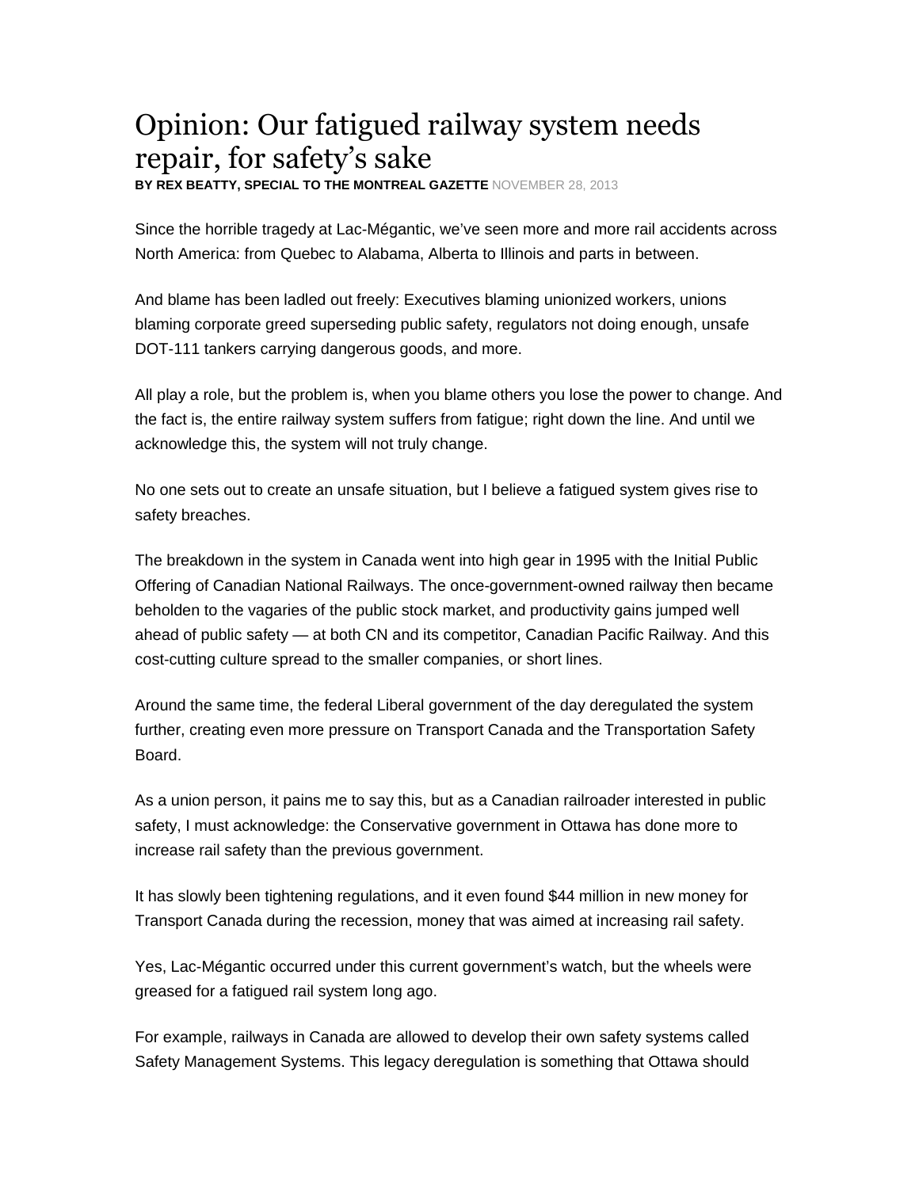# Opinion: Our fatigued railway system needs repair, for safety's sake

**BY REX BEATTY, SPECIAL TO THE MONTREAL GAZETTE** NOVEMBER 28, 2013

Since the horrible tragedy at Lac-Mégantic, we've seen more and more rail accidents across North America: from Quebec to Alabama, Alberta to Illinois and parts in between.

And blame has been ladled out freely: Executives blaming unionized workers, unions blaming corporate greed superseding public safety, regulators not doing enough, unsafe DOT-111 tankers carrying dangerous goods, and more.

All play a role, but the problem is, when you blame others you lose the power to change. And the fact is, the entire railway system suffers from fatigue; right down the line. And until we acknowledge this, the system will not truly change.

No one sets out to create an unsafe situation, but I believe a fatigued system gives rise to safety breaches.

The breakdown in the system in Canada went into high gear in 1995 with the Initial Public Offering of Canadian National Railways. The once-government-owned railway then became beholden to the vagaries of the public stock market, and productivity gains jumped well ahead of public safety — at both CN and its competitor, Canadian Pacific Railway. And this cost-cutting culture spread to the smaller companies, or short lines.

Around the same time, the federal Liberal government of the day deregulated the system further, creating even more pressure on Transport Canada and the Transportation Safety Board.

As a union person, it pains me to say this, but as a Canadian railroader interested in public safety, I must acknowledge: the Conservative government in Ottawa has done more to increase rail safety than the previous government.

It has slowly been tightening regulations, and it even found $44 million in new money for Transport Canada during the recession, money that was aimed at increasing rail safety.

Yes, Lac-Mégantic occurred under this current government's watch, but the wheels were greased for a fatigued rail system long ago.

For example, railways in Canada are allowed to develop their own safety systems called Safety Management Systems. This legacy deregulation is something that Ottawa should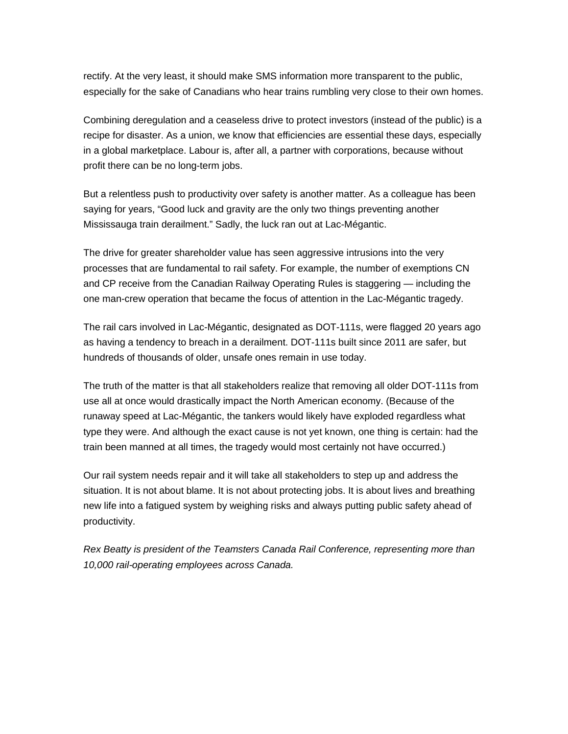rectify. At the very least, it should make SMS information more transparent to the public, especially for the sake of Canadians who hear trains rumbling very close to their own homes.

Combining deregulation and a ceaseless drive to protect investors (instead of the public) is a recipe for disaster. As a union, we know that efficiencies are essential these days, especially in a global marketplace. Labour is, after all, a partner with corporations, because without profit there can be no long-term jobs.

But a relentless push to productivity over safety is another matter. As a colleague has been saying for years, "Good luck and gravity are the only two things preventing another Mississauga train derailment." Sadly, the luck ran out at Lac-Mégantic.

The drive for greater shareholder value has seen aggressive intrusions into the very processes that are fundamental to rail safety. For example, the number of exemptions CN and CP receive from the Canadian Railway Operating Rules is staggering — including the one man-crew operation that became the focus of attention in the Lac-Mégantic tragedy.

The rail cars involved in Lac-Mégantic, designated as DOT-111s, were flagged 20 years ago as having a tendency to breach in a derailment. DOT-111s built since 2011 are safer, but hundreds of thousands of older, unsafe ones remain in use today.

The truth of the matter is that all stakeholders realize that removing all older DOT-111s from use all at once would drastically impact the North American economy. (Because of the runaway speed at Lac-Mégantic, the tankers would likely have exploded regardless what type they were. And although the exact cause is not yet known, one thing is certain: had the train been manned at all times, the tragedy would most certainly not have occurred.)

Our rail system needs repair and it will take all stakeholders to step up and address the situation. It is not about blame. It is not about protecting jobs. It is about lives and breathing new life into a fatigued system by weighing risks and always putting public safety ahead of productivity.

*Rex Beatty is president of the Teamsters Canada Rail Conference, representing more than 10,000 rail-operating employees across Canada.*